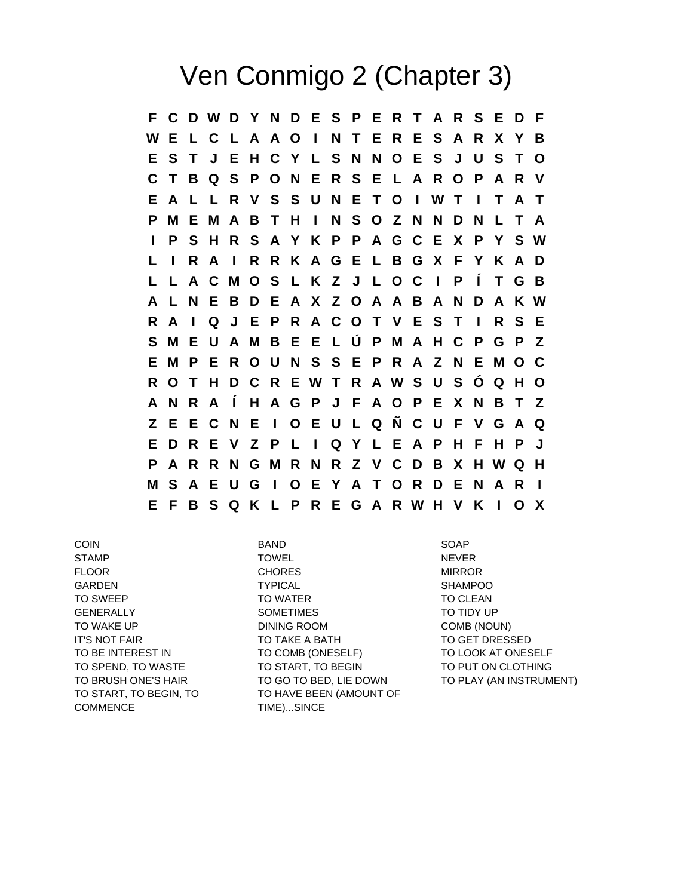# Ven Conmigo 2 (Chapter 3)

```
F C D W D Y N D E S P E R T A R S E D F
W E L C L A A O I N T E R E S A R X Y B
E S T J E H C Y L S N N O E S J U S T O
C T B Q S P O N E R S E L A R O P A R V
E A L L R V S S U N E T O I W T I T A T
P M E M A B T H I N S O Z N N D N L T A
I P S H R S A Y K P P A G C E X P Y S W
L I R A I R R K A G E L B G X F Y K A D
L L A C M O S L K Z J L O C I P Í T G B
A L N E B D E A X Z O A A B A N D A K W
R A I Q J E P R A C O T V E S T I R S E
S M E U A M B E E L Ú P M A H C P G P Z
E M P E R O U N S S E P R A Z N E M O C
R O T H D C R E W T R A W S U S Ó Q H O
A N R A Í H A G P J F A O P E X N B T Z
Z E E C N E I O E U L Q Ñ C U F V G A Q
E D R E V Z P L I Q Y L E A P H F H P J
P A R R N G M R N R Z V C D B X H W Q H
M S A E U G I O E Y A T O R D E N A R I
E F B S Q K L P R E G A R W H V K I O X
```

| | | |
|---|---|---|
| COIN | BAND | SOAP |
| STAMP | TOWEL | NEVER |
| FLOOR | CHORES | MIRROR |
| GARDEN | TYPICAL | SHAMPOO |
| TO SWEEP | TO WATER | TO CLEAN |
| GENERALLY | SOMETIMES | TO TIDY UP |
| TO WAKE UP | DINING ROOM | COMB (NOUN) |
| IT'S NOT FAIR | TO TAKE A BATH | TO GET DRESSED |
| TO BE INTEREST IN | TO COMB (ONESELF) | TO LOOK AT ONESELF |
| TO SPEND, TO WASTE | TO START, TO BEGIN | TO PUT ON CLOTHING |
| TO BRUSH ONE'S HAIR | TO GO TO BED, LIE DOWN | TO PLAY (AN INSTRUMENT) |
| TO START, TO BEGIN, TO COMMENCE | TO HAVE BEEN (AMOUNT OF TIME)...SINCE | |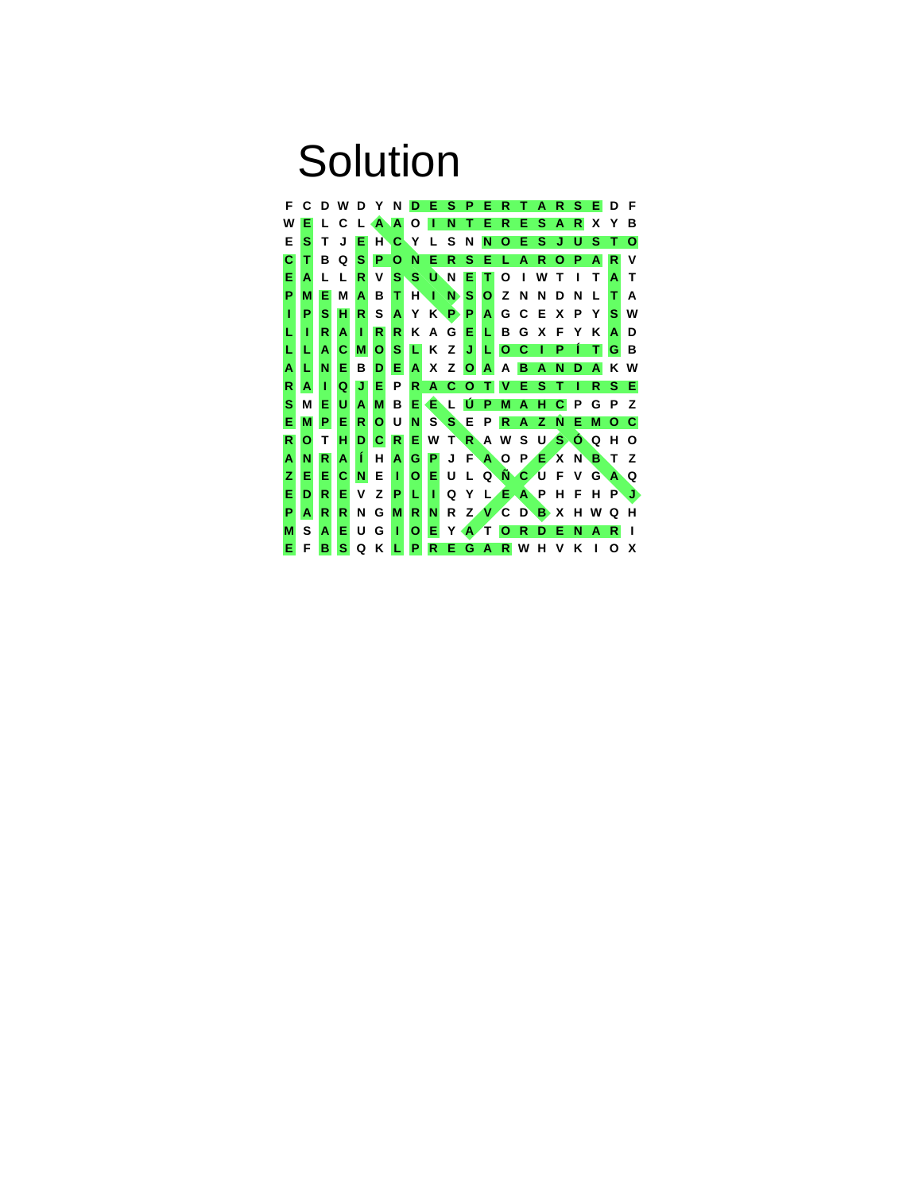# Solution

| | | | | | | | | | | | | | | | | | | | |
|---|---|---|---|---|---|---|---|---|---|---|---|---|---|---|---|---|---|---|---|
| F | C | D | W | D | Y | N | D | E | S | P | E | R | T | A | R | S | E | D | F |
| W | E | L | C | L | A | A | O | I | N | T | E | R | E | S | A | R | X | Y | B |
| E | S | T | J | E | H | C | Y | L | S | N | N | O | E | S | J | U | S | T | O |
| C | T | B | Q | S | P | O | N | E | R | S | E | L | A | R | O | P | A | R | V |
| E | A | L | L | R | V | S | S | U | N | E | T | O | I | W | T | I | T | A | T |
| P | M | E | M | A | B | T | H | I | N | S | O | Z | N | N | D | N | L | T | A |
| I | P | S | H | R | S | A | Y | K | P | P | A | G | C | E | X | P | Y | S | W |
| L | I | R | A | I | R | R | K | A | G | E | L | B | G | X | F | Y | K | A | D |
| L | L | A | C | M | O | S | L | K | Z | J | L | O | C | I | P | Í | T | G | B |
| A | L | N | E | B | D | E | A | X | Z | O | A | A | B | A | N | D | A | K | W |
| R | A | I | Q | J | E | P | R | A | C | O | T | V | E | S | T | I | R | S | E |
| S | M | E | U | A | M | B | E | E | L | Ú | P | M | A | H | C | P | G | P | Z |
| E | M | P | E | R | O | U | N | S | S | E | P | R | A | Z | N | E | M | O | C |
| R | O | T | H | D | C | R | E | W | T | R | A | W | S | U | S | Ó | Q | H | O |
| A | N | R | A | Í | H | A | G | P | J | F | A | O | P | E | X | N | B | T | Z |
| Z | E | E | C | N | E | I | O | E | U | L | Q | Ñ | C | U | F | V | G | A | Q |
| E | D | R | E | V | Z | P | L | I | Q | Y | L | E | A | P | H | F | H | P | J |
| P | A | R | R | N | G | M | R | N | R | Z | V | C | D | B | X | H | W | Q | H |
| M | S | A | E | U | G | I | O | E | Y | A | T | O | R | D | E | N | A | R | I |
| E | F | B | S | Q | K | L | P | R | E | G | A | R | W | H | V | K | I | O | X |